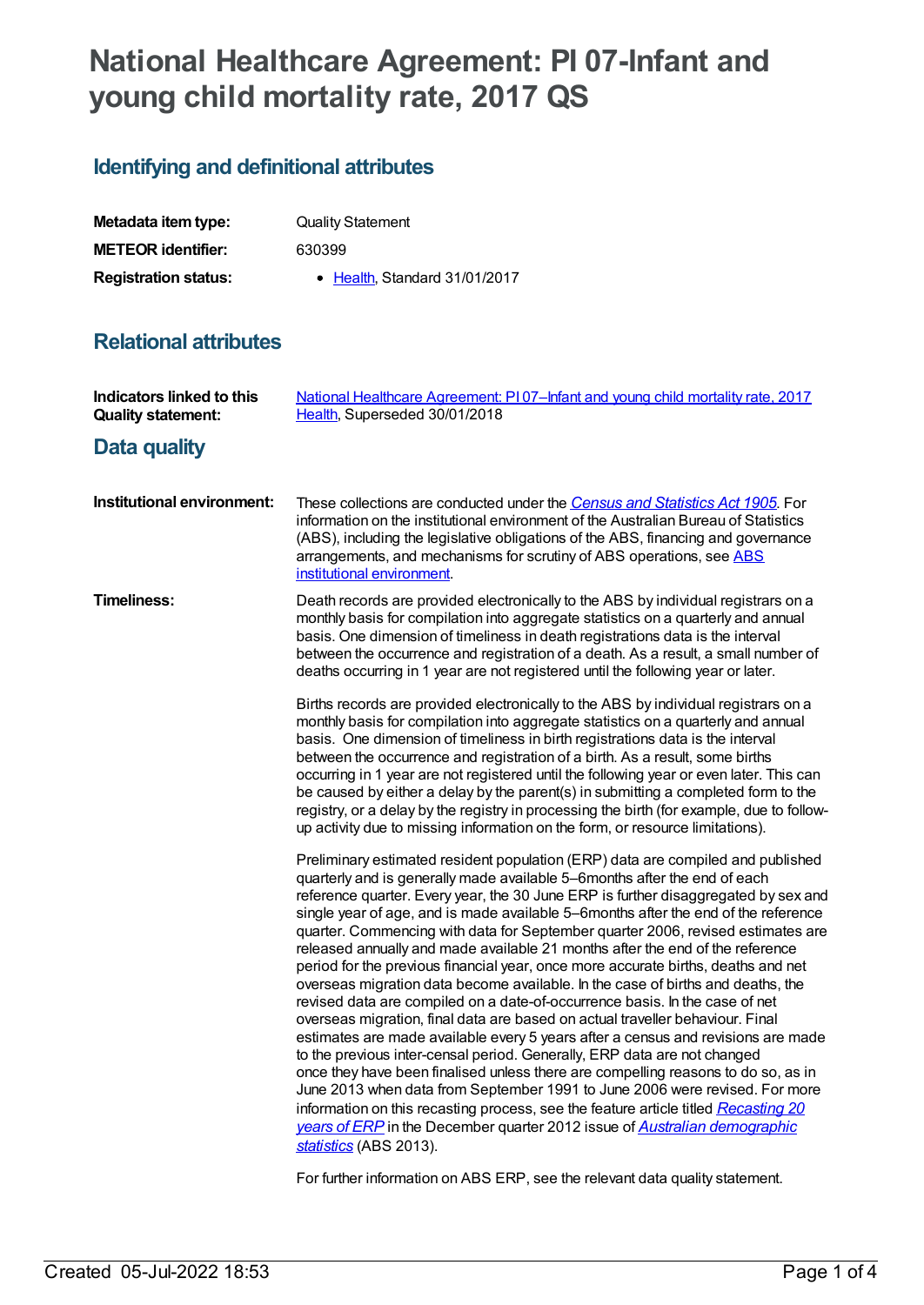# National Healthcare Agreement: PI 07-Infant and young child mortality rate, 2017 QS

## Identifying and definitional attributes

| | |
|---|---|
| **Metadata item type:** | Quality Statement |
| **METEOR identifier:** | 630399 |
| **Registration status:** | • Health, Standard 31/01/2017 |

## Relational attributes

| | |
|---|---|
| **Indicators linked to this Quality statement:** | National Healthcare Agreement: PI 07–Infant and young child mortality rate, 2017 Health, Superseded 30/01/2018 |

## Data quality

**Institutional environment:**

These collections are conducted under the *Census and Statistics Act 1905*. For information on the institutional environment of the Australian Bureau of Statistics (ABS), including the legislative obligations of the ABS, financing and governance arrangements, and mechanisms for scrutiny of ABS operations, see ABS institutional environment.

**Timeliness:**

Death records are provided electronically to the ABS by individual registrars on a monthly basis for compilation into aggregate statistics on a quarterly and annual basis. One dimension of timeliness in death registrations data is the interval between the occurrence and registration of a death. As a result, a small number of deaths occurring in 1 year are not registered until the following year or later.

Births records are provided electronically to the ABS by individual registrars on a monthly basis for compilation into aggregate statistics on a quarterly and annual basis. One dimension of timeliness in birth registrations data is the interval between the occurrence and registration of a birth. As a result, some births occurring in 1 year are not registered until the following year or even later. This can be caused by either a delay by the parent(s) in submitting a completed form to the registry, or a delay by the registry in processing the birth (for example, due to follow-up activity due to missing information on the form, or resource limitations).

Preliminary estimated resident population (ERP) data are compiled and published quarterly and is generally made available 5–6months after the end of each reference quarter. Every year, the 30 June ERP is further disaggregated by sex and single year of age, and is made available 5–6months after the end of the reference quarter. Commencing with data for September quarter 2006, revised estimates are released annually and made available 21 months after the end of the reference period for the previous financial year, once more accurate births, deaths and net overseas migration data become available. In the case of births and deaths, the revised data are compiled on a date-of-occurrence basis. In the case of net overseas migration, final data are based on actual traveller behaviour. Final estimates are made available every 5 years after a census and revisions are made to the previous inter-censal period. Generally, ERP data are not changed once they have been finalised unless there are compelling reasons to do so, as in June 2013 when data from September 1991 to June 2006 were revised. For more information on this recasting process, see the feature article titled *Recasting 20 years of ERP* in the December quarter 2012 issue of *Australian demographic statistics* (ABS 2013).

For further information on ABS ERP, see the relevant data quality statement.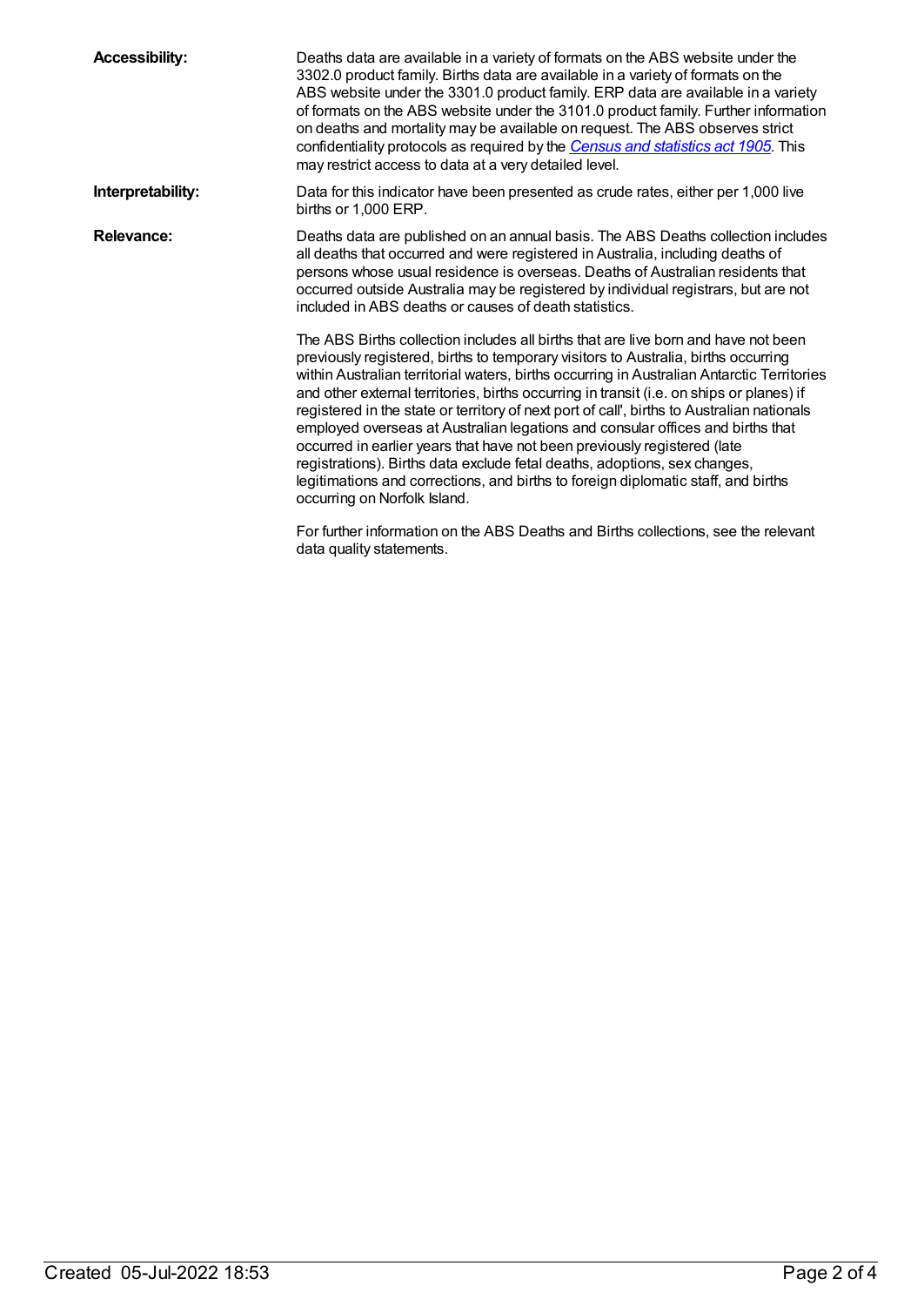**Accessibility:** Deaths data are available in a variety of formats on the ABS website under the 3302.0 product family. Births data are available in a variety of formats on the ABS website under the 3301.0 product family. ERP data are available in a variety of formats on the ABS website under the 3101.0 product family. Further information on deaths and mortality may be available on request. The ABS observes strict confidentiality protocols as required by the *Census and statistics act 1905*. This may restrict access to data at a very detailed level.

**Interpretability:** Data for this indicator have been presented as crude rates, either per 1,000 live births or 1,000 ERP.

**Relevance:** Deaths data are published on an annual basis. The ABS Deaths collection includes all deaths that occurred and were registered in Australia, including deaths of persons whose usual residence is overseas. Deaths of Australian residents that occurred outside Australia may be registered by individual registrars, but are not included in ABS deaths or causes of death statistics.

The ABS Births collection includes all births that are live born and have not been previously registered, births to temporary visitors to Australia, births occurring within Australian territorial waters, births occurring in Australian Antarctic Territories and other external territories, births occurring in transit (i.e. on ships or planes) if registered in the state or territory of next port of call', births to Australian nationals employed overseas at Australian legations and consular offices and births that occurred in earlier years that have not been previously registered (late registrations). Births data exclude fetal deaths, adoptions, sex changes, legitimations and corrections, and births to foreign diplomatic staff, and births occurring on Norfolk Island.

For further information on the ABS Deaths and Births collections, see the relevant data quality statements.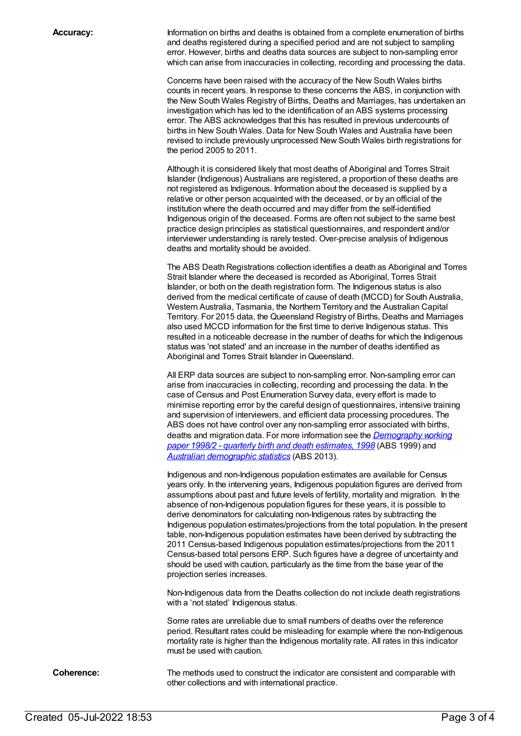**Accuracy:**

Information on births and deaths is obtained from a complete enumeration of births and deaths registered during a specified period and are not subject to sampling error. However, births and deaths data sources are subject to non-sampling error which can arise from inaccuracies in collecting, recording and processing the data.

Concerns have been raised with the accuracy of the New South Wales births counts in recent years. In response to these concerns the ABS, in conjunction with the New South Wales Registry of Births, Deaths and Marriages, has undertaken an investigation which has led to the identification of an ABS systems processing error. The ABS acknowledges that this has resulted in previous undercounts of births in New South Wales. Data for New South Wales and Australia have been revised to include previously unprocessed New South Wales birth registrations for the period 2005 to 2011.

Although it is considered likely that most deaths of Aboriginal and Torres Strait Islander (Indigenous) Australians are registered, a proportion of these deaths are not registered as Indigenous. Information about the deceased is supplied by a relative or other person acquainted with the deceased, or by an official of the institution where the death occurred and may differ from the self-identified Indigenous origin of the deceased. Forms are often not subject to the same best practice design principles as statistical questionnaires, and respondent and/or interviewer understanding is rarely tested. Over-precise analysis of Indigenous deaths and mortality should be avoided.

The ABS Death Registrations collection identifies a death as Aboriginal and Torres Strait Islander where the deceased is recorded as Aboriginal, Torres Strait Islander, or both on the death registration form. The Indigenous status is also derived from the medical certificate of cause of death (MCCD) for South Australia, Western Australia, Tasmania, the Northern Territory and the Australian Capital Territory. For 2015 data, the Queensland Registry of Births, Deaths and Marriages also used MCCD information for the first time to derive Indigenous status. This resulted in a noticeable decrease in the number of deaths for which the Indigenous status was 'not stated' and an increase in the number of deaths identified as Aboriginal and Torres Strait Islander in Queensland.

All ERP data sources are subject to non-sampling error. Non-sampling error can arise from inaccuracies in collecting, recording and processing the data. In the case of Census and Post Enumeration Survey data, every effort is made to minimise reporting error by the careful design of questionnaires, intensive training and supervision of interviewers, and efficient data processing procedures. The ABS does not have control over any non-sampling error associated with births, deaths and migration data. For more information see the [*Demography working paper 1998/2 - quarterly birth and death estimates, 1998*] (ABS 1999) and [*Australian demographic statistics*] (ABS 2013).

Indigenous and non-Indigenous population estimates are available for Census years only. In the intervening years, Indigenous population figures are derived from assumptions about past and future levels of fertility, mortality and migration. In the absence of non-Indigenous population figures for these years, it is possible to derive denominators for calculating non-Indigenous rates by subtracting the Indigenous population estimates/projections from the total population. In the present table, non-Indigenous population estimates have been derived by subtracting the 2011 Census-based Indigenous population estimates/projections from the 2011 Census-based total persons ERP. Such figures have a degree of uncertainty and should be used with caution, particularly as the time from the base year of the projection series increases.

Non-Indigenous data from the Deaths collection do not include death registrations with a 'not stated' Indigenous status.

Some rates are unreliable due to small numbers of deaths over the reference period. Resultant rates could be misleading for example where the non-Indigenous mortality rate is higher than the Indigenous mortality rate. All rates in this indicator must be used with caution.

**Coherence:**

The methods used to construct the indicator are consistent and comparable with other collections and with international practice.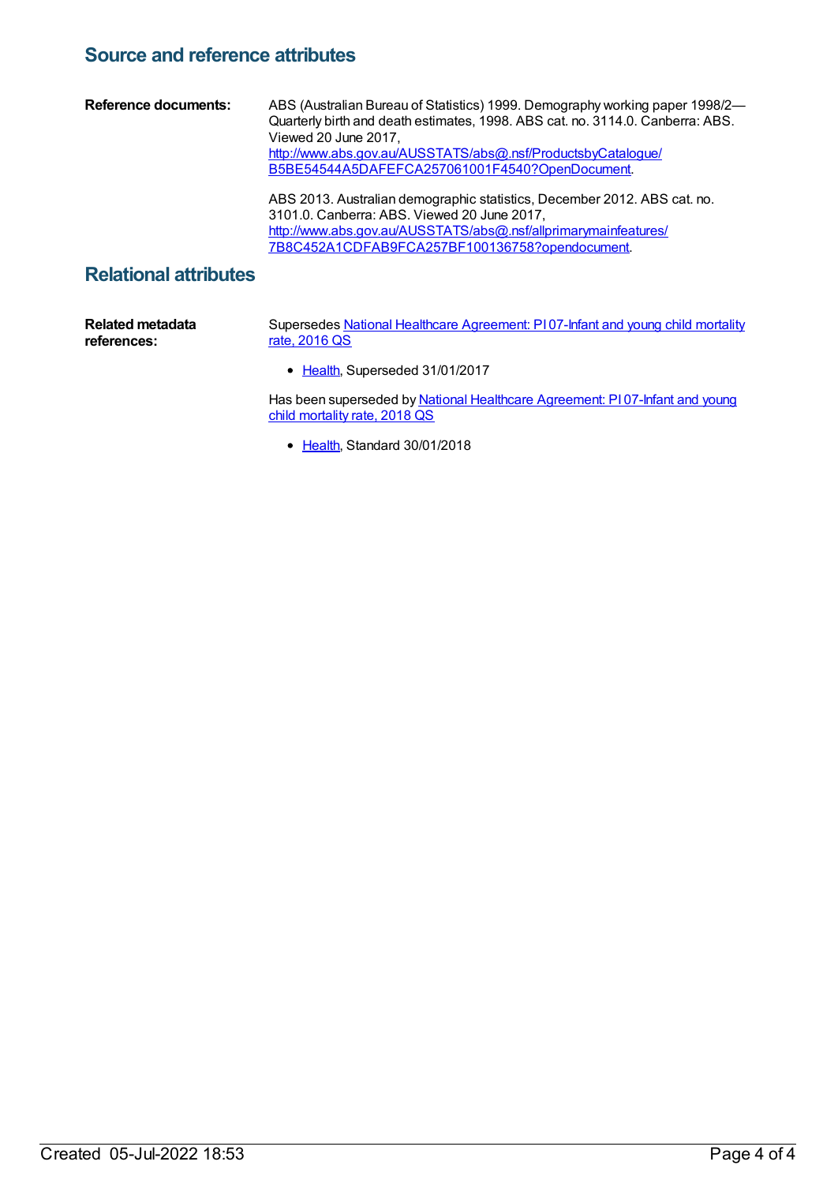## Source and reference attributes

**Reference documents:**

ABS (Australian Bureau of Statistics) 1999. Demography working paper 1998/2—Quarterly birth and death estimates, 1998. ABS cat. no. 3114.0. Canberra: ABS. Viewed 20 June 2017, http://www.abs.gov.au/AUSSTATS/abs@.nsf/ProductsbyCatalogue/B5BE54544A5DAFEFCA257061001F4540?OpenDocument.

ABS 2013. Australian demographic statistics, December 2012. ABS cat. no. 3101.0. Canberra: ABS. Viewed 20 June 2017, http://www.abs.gov.au/AUSSTATS/abs@.nsf/allprimarymainfeatures/7B8C452A1CDFAB9FCA257BF100136758?opendocument.

## Relational attributes

**Related metadata references:**

Supersedes National Healthcare Agreement: PI 07-Infant and young child mortality rate, 2016 QS

- Health, Superseded 31/01/2017

Has been superseded by National Healthcare Agreement: PI 07-Infant and young child mortality rate, 2018 QS

- Health, Standard 30/01/2018